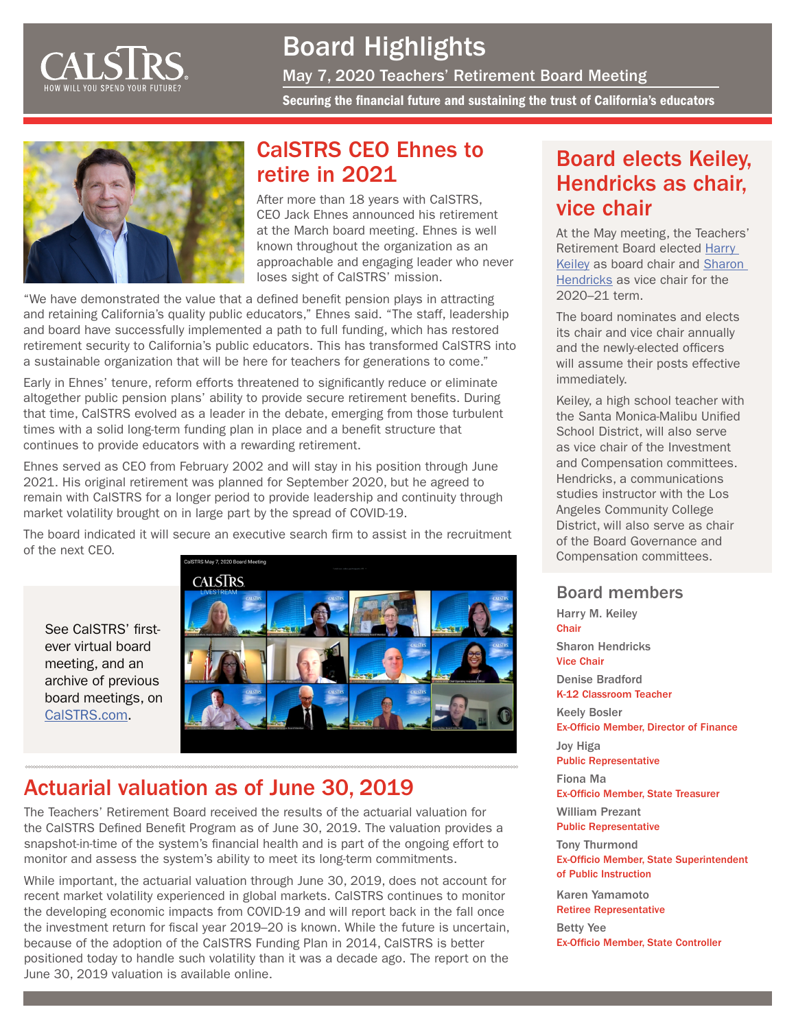# Board Highlights

## May 7, 2020 Teachers' Retirement Board Meeting

**Securing the financial future and sustaining the trust of California's educators**

## CalSTRS CEO Ehnes to retire in 2021

After more than 18 years with CalSTRS, CEO Jack Ehnes announced his retirement at the March board meeting. Ehnes is well known throughout the organization as an approachable and engaging leader who never loses sight of CalSTRS' mission.

"We have demonstrated the value that a defined benefit pension plays in attracting and retaining California's quality public educators," Ehnes said. "The staff, leadership and board have successfully implemented a path to full funding, which has restored retirement security to California's public educators. This has transformed CalSTRS into a sustainable organization that will be here for teachers for generations to come."

Early in Ehnes' tenure, reform efforts threatened to significantly reduce or eliminate altogether public pension plans' ability to provide secure retirement benefits. During that time, CalSTRS evolved as a leader in the debate, emerging from those turbulent times with a solid long-term funding plan in place and a benefit structure that continues to provide educators with a rewarding retirement.

Ehnes served as CEO from February 2002 and will stay in his position through June 2021. His original retirement was planned for September 2020, but he agreed to remain with CalSTRS for a longer period to provide leadership and continuity through market volatility brought on in large part by the spread of COVID-19.

The board indicated it will secure an executive search firm to assist in the recruitment of the next CEO.

See CalSTRS' first-ever virtual board meeting, and an archive of previous board meetings, on CalSTRS.com.

## Board elects Keiley, Hendricks as chair, vice chair

At the May meeting, the Teachers' Retirement Board elected Harry Keiley as board chair and Sharon Hendricks as vice chair for the 2020–21 term.

The board nominates and elects its chair and vice chair annually and the newly-elected officers will assume their posts effective immediately.

Keiley, a high school teacher with the Santa Monica-Malibu Unified School District, will also serve as vice chair of the Investment and Compensation committees. Hendricks, a communications studies instructor with the Los Angeles Community College District, will also serve as chair of the Board Governance and Compensation committees.

### Board members

Harry M. Keiley
Chair

Sharon Hendricks
Vice Chair

Denise Bradford
K-12 Classroom Teacher

Keely Bosler
Ex-Officio Member, Director of Finance

Joy Higa
Public Representative

Fiona Ma
Ex-Officio Member, State Treasurer

William Prezant
Public Representative

Tony Thurmond
Ex-Officio Member, State Superintendent of Public Instruction

Karen Yamamoto
Retiree Representative

Betty Yee
Ex-Officio Member, State Controller

## Actuarial valuation as of June 30, 2019

The Teachers' Retirement Board received the results of the actuarial valuation for the CalSTRS Defined Benefit Program as of June 30, 2019. The valuation provides a snapshot-in-time of the system's financial health and is part of the ongoing effort to monitor and assess the system's ability to meet its long-term commitments.

While important, the actuarial valuation through June 30, 2019, does not account for recent market volatility experienced in global markets. CalSTRS continues to monitor the developing economic impacts from COVID-19 and will report back in the fall once the investment return for fiscal year 2019–20 is known. While the future is uncertain, because of the adoption of the CalSTRS Funding Plan in 2014, CalSTRS is better positioned today to handle such volatility than it was a decade ago. The report on the June 30, 2019 valuation is available online.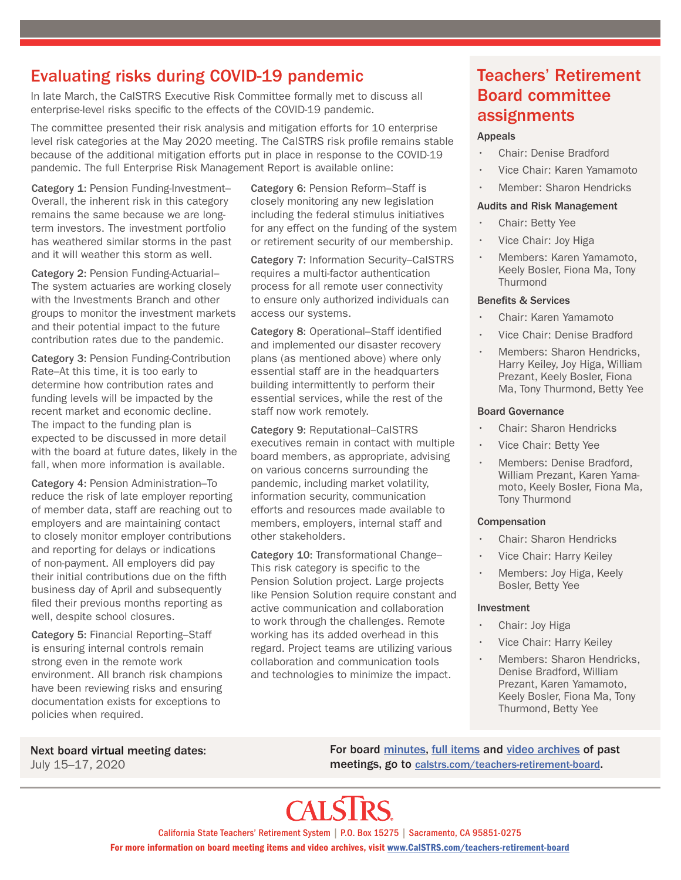## Evaluating risks during COVID-19 pandemic

In late March, the CalSTRS Executive Risk Committee formally met to discuss all enterprise-level risks specific to the effects of the COVID-19 pandemic.

The committee presented their risk analysis and mitigation efforts for 10 enterprise level risk categories at the May 2020 meeting. The CalSTRS risk profile remains stable because of the additional mitigation efforts put in place in response to the COVID-19 pandemic. The full Enterprise Risk Management Report is available online:

**Category 1:** Pension Funding-Investment–Overall, the inherent risk in this category remains the same because we are long-term investors. The investment portfolio has weathered similar storms in the past and it will weather this storm as well.

**Category 2:** Pension Funding-Actuarial–The system actuaries are working closely with the Investments Branch and other groups to monitor the investment markets and their potential impact to the future contribution rates due to the pandemic.

**Category 3:** Pension Funding-Contribution Rate–At this time, it is too early to determine how contribution rates and funding levels will be impacted by the recent market and economic decline. The impact to the funding plan is expected to be discussed in more detail with the board at future dates, likely in the fall, when more information is available.

**Category 4:** Pension Administration–To reduce the risk of late employer reporting of member data, staff are reaching out to employers and are maintaining contact to closely monitor employer contributions and reporting for delays or indications of non-payment. All employers did pay their initial contributions due on the fifth business day of April and subsequently filed their previous months reporting as well, despite school closures.

**Category 5:** Financial Reporting–Staff is ensuring internal controls remain strong even in the remote work environment. All branch risk champions have been reviewing risks and ensuring documentation exists for exceptions to policies when required.

**Category 6:** Pension Reform–Staff is closely monitoring any new legislation including the federal stimulus initiatives for any effect on the funding of the system or retirement security of our membership.

**Category 7:** Information Security–CalSTRS requires a multi-factor authentication process for all remote user connectivity to ensure only authorized individuals can access our systems.

**Category 8:** Operational–Staff identified and implemented our disaster recovery plans (as mentioned above) where only essential staff are in the headquarters building intermittently to perform their essential services, while the rest of the staff now work remotely.

**Category 9:** Reputational–CalSTRS executives remain in contact with multiple board members, as appropriate, advising on various concerns surrounding the pandemic, including market volatility, information security, communication efforts and resources made available to members, employers, internal staff and other stakeholders.

**Category 10:** Transformational Change–This risk category is specific to the Pension Solution project. Large projects like Pension Solution require constant and active communication and collaboration to work through the challenges. Remote working has its added overhead in this regard. Project teams are utilizing various collaboration and communication tools and technologies to minimize the impact.

## Teachers' Retirement Board committee assignments

**Appeals**

- Chair: Denise Bradford
- Vice Chair: Karen Yamamoto
- Member: Sharon Hendricks

**Audits and Risk Management**

- Chair: Betty Yee
- Vice Chair: Joy Higa
- Members: Karen Yamamoto, Keely Bosler, Fiona Ma, Tony Thurmond

**Benefits & Services**

- Chair: Karen Yamamoto
- Vice Chair: Denise Bradford
- Members: Sharon Hendricks, Harry Keiley, Joy Higa, William Prezant, Keely Bosler, Fiona Ma, Tony Thurmond, Betty Yee

**Board Governance**

- Chair: Sharon Hendricks
- Vice Chair: Betty Yee
- Members: Denise Bradford, William Prezant, Karen Yamamoto, Keely Bosler, Fiona Ma, Tony Thurmond

**Compensation**

- Chair: Sharon Hendricks
- Vice Chair: Harry Keiley
- Members: Joy Higa, Keely Bosler, Betty Yee

**Investment**

- Chair: Joy Higa
- Vice Chair: Harry Keiley
- Members: Sharon Hendricks, Denise Bradford, William Prezant, Karen Yamamoto, Keely Bosler, Fiona Ma, Tony Thurmond, Betty Yee

**Next board virtual meeting dates:**
July 15–17, 2020

**For board minutes, full items and video archives of past meetings, go to calstrs.com/teachers-retirement-board.**

CALSTRS

California State Teachers' Retirement System | P.O. Box 15275 | Sacramento, CA 95851-0275

For more information on board meeting items and video archives, visit www.CalSTRS.com/teachers-retirement-board